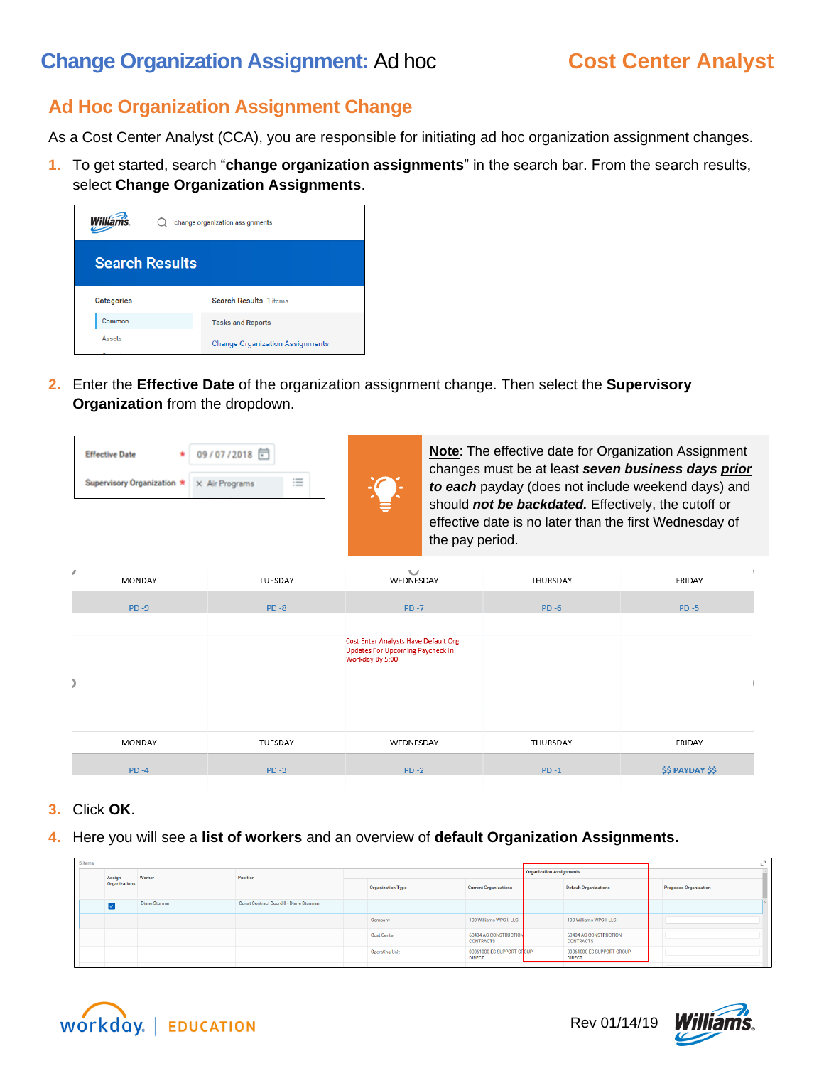# Change Organization Assignment: Ad hoc — Cost Center Analyst

## Ad Hoc Organization Assignment Change

As a Cost Center Analyst (CCA), you are responsible for initiating ad hoc organization assignment changes.

1. To get started, search "**change organization assignments**" in the search bar. From the search results, select **Change Organization Assignments**.

2. Enter the **Effective Date** of the organization assignment change. Then select the **Supervisory Organization** from the dropdown.

**Note**: The effective date for Organization Assignment changes must be at least ***seven business days <u>prior</u> to each*** payday (does not include weekend days) and should ***not be backdated.*** Effectively, the cutoff or effective date is no later than the first Wednesday of the pay period.

| MONDAY | TUESDAY | WEDNESDAY | THURSDAY | FRIDAY |
|---|---|---|---|---|
| PD -9 | PD -8 | PD -7 | PD -6 | PD -5 |
| | | Cost Enter Analysts Have Default Org Updates For Upcoming Paycheck In Workday By 5:00 | | |
| **MONDAY** | **TUESDAY** | **WEDNESDAY** | **THURSDAY** | **FRIDAY** |
| PD -4 | PD -3 | PD -2 | PD -1 | $$ PAYDAY $$ |

3. Click **OK**.

4. Here you will see a **list of workers** and an overview of **default Organization Assignments.**

| Assign Organizations | Worker | Position | Organization Type | Current Organizations | Default Organizations | Proposed Organization |
|---|---|---|---|---|---|---|
| ☑ | Diane Sturman | Const Contract Coord II - Diane Sturman | | | | |
| | | | Company | 100 Williams WPC-I, LLC | 100 Williams WPC-I, LLC | |
| | | | Cost Center | 60404 AG CONSTRUCTION CONTRACTS | 60404 AG CONSTRUCTION CONTRACTS | |
| | | | Operating Unit | 00061000 ES SUPPORT GROUP DIRECT | 00061000 ES SUPPORT GROUP DIRECT | |

Rev 01/14/19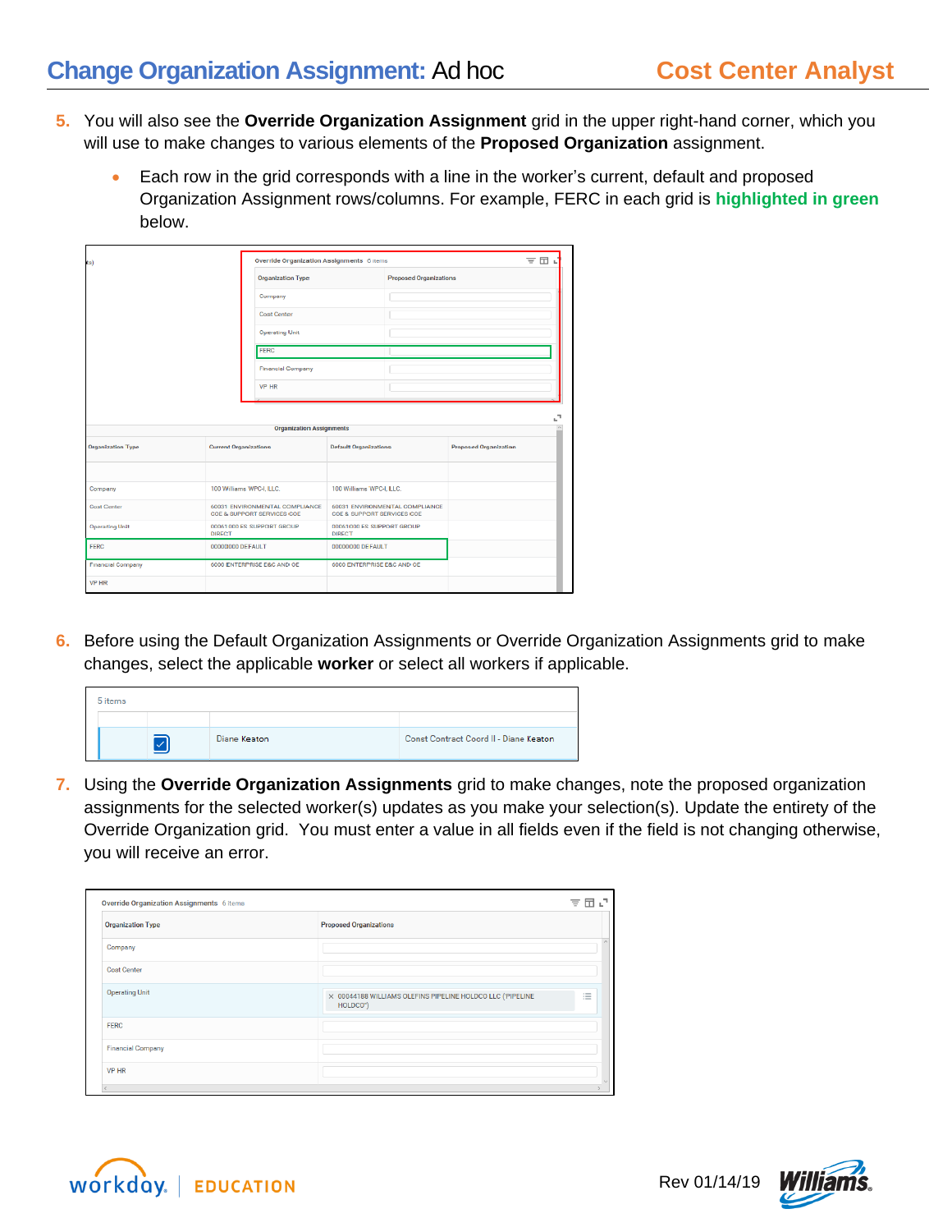5. You will also see the **Override Organization Assignment** grid in the upper right-hand corner, which you will use to make changes to various elements of the **Proposed Organization** assignment.

   - Each row in the grid corresponds with a line in the worker's current, default and proposed Organization Assignment rows/columns. For example, FERC in each grid is **highlighted in green** below.

6. Before using the Default Organization Assignments or Override Organization Assignments grid to make changes, select the applicable **worker** or select all workers if applicable.

7. Using the **Override Organization Assignments** grid to make changes, note the proposed organization assignments for the selected worker(s) updates as you make your selection(s). Update the entirety of the Override Organization grid. You must enter a value in all fields even if the field is not changing otherwise, you will receive an error.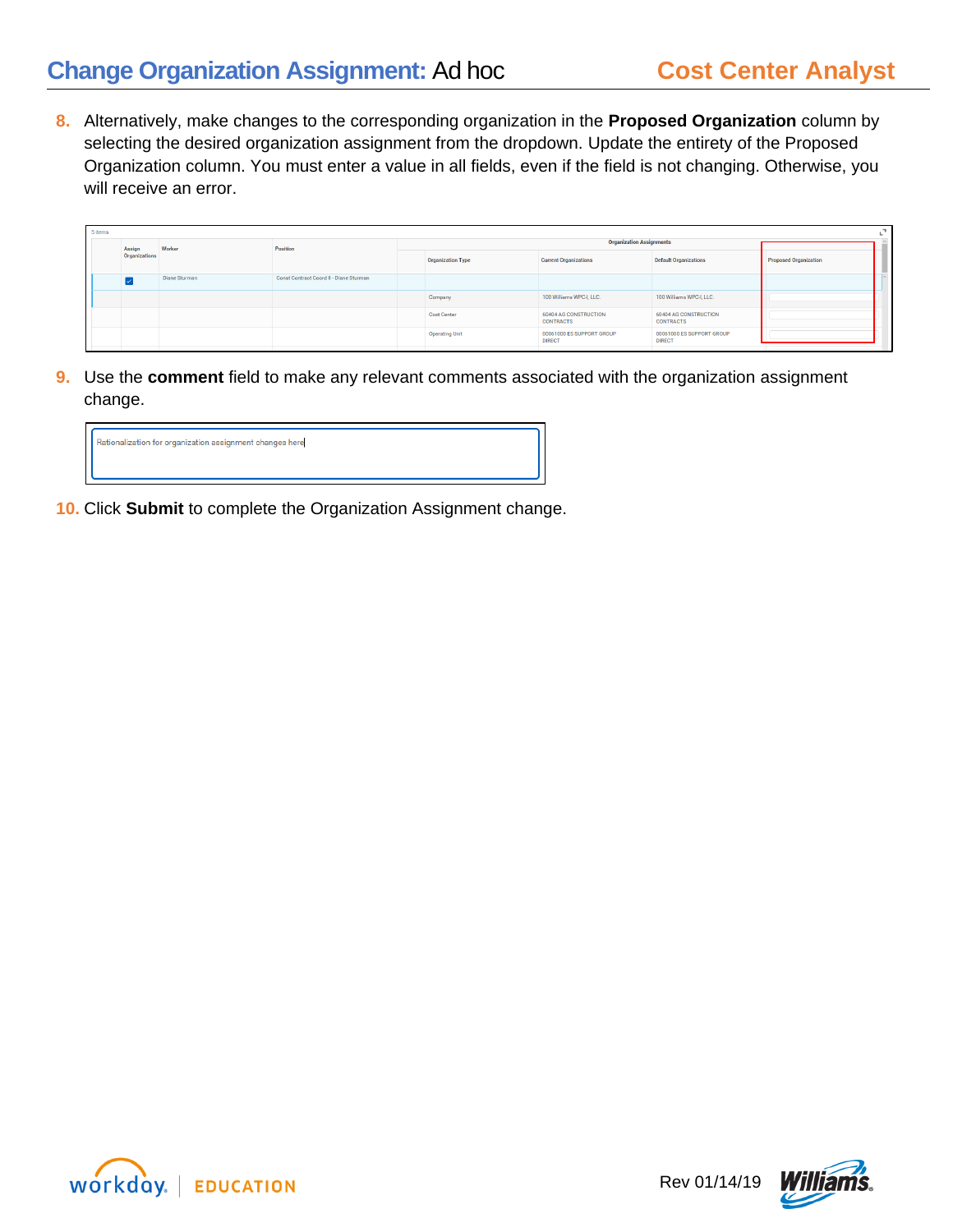8. Alternatively, make changes to the corresponding organization in the **Proposed Organization** column by selecting the desired organization assignment from the dropdown. Update the entirety of the Proposed Organization column. You must enter a value in all fields, even if the field is not changing. Otherwise, you will receive an error.

5 items

| Assign Organizations | Worker | Position | Organization Assignments | | | |
|---|---|---|---|---|---|---|
| | | | Organization Type | Current Organizations | Default Organizations | Proposed Organization |
| ☑ | Diane Sturman | Const Contract Coord II - Diane Sturman | | | | |
| | | | Company | 100 Williams WPC-I, LLC | 100 Williams WPC-I, LLC | |
| | | | Cost Center | 60404 AG CONSTRUCTION CONTRACTS | 60404 AG CONSTRUCTION CONTRACTS | |
| | | | Operating Unit | 00061000 ES SUPPORT GROUP DIRECT | 00061000 ES SUPPORT GROUP DIRECT | |

9. Use the **comment** field to make any relevant comments associated with the organization assignment change.

Rationalization for organization assignment changes here

10. Click **Submit** to complete the Organization Assignment change.